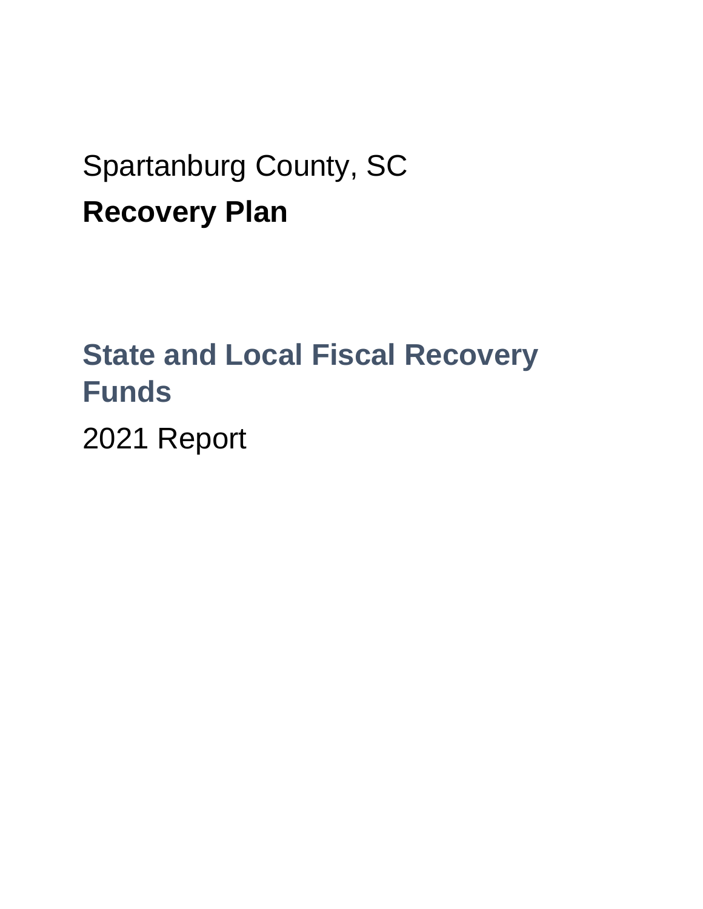Spartanburg County, SC

# Recovery Plan

## State and Local Fiscal Recovery Funds

2021 Report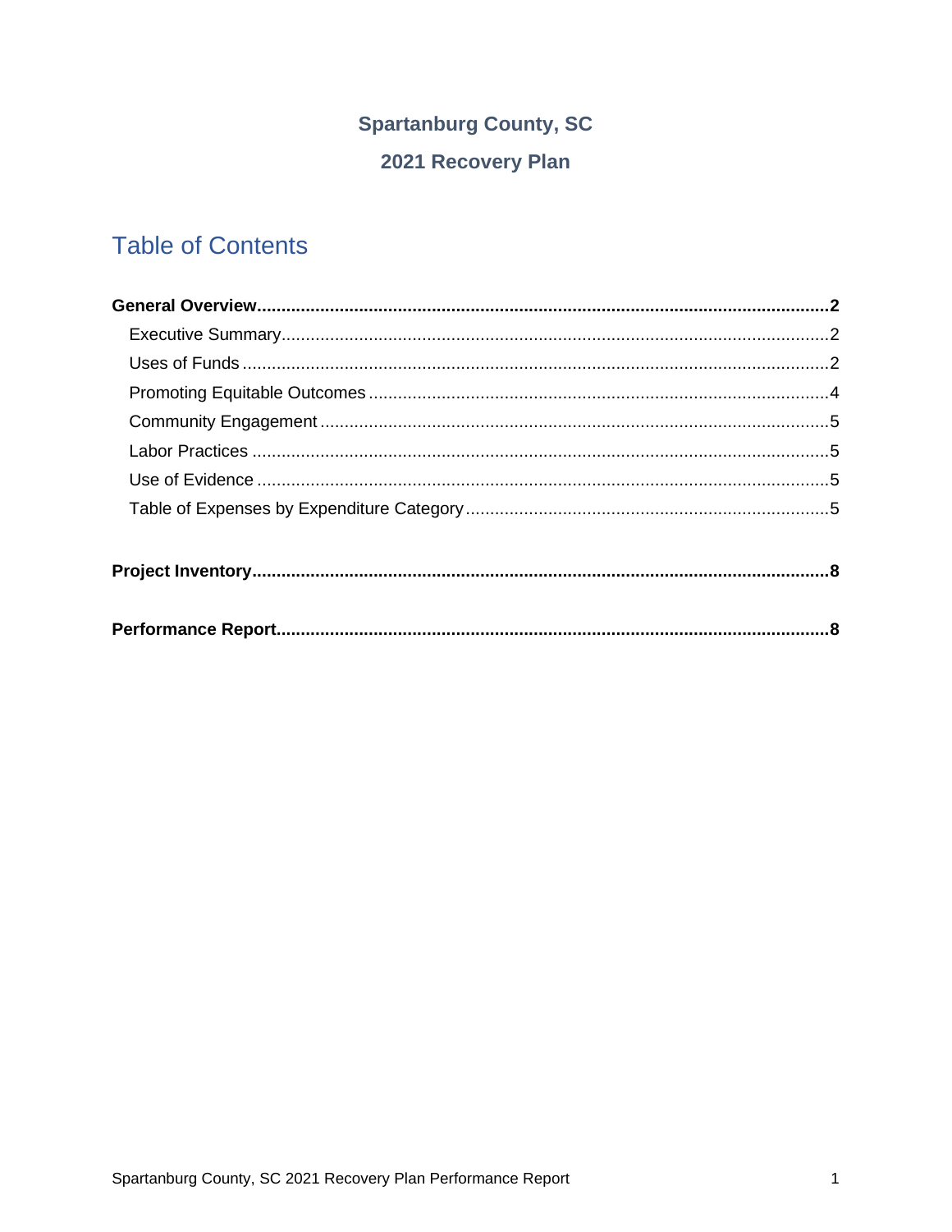**Spartanburg County, SC**

**2021 Recovery Plan**

## Table of Contents

**General Overview....................................................................................................................2**

Executive Summary...........................................................................................................2

Uses of Funds....................................................................................................................2

Promoting Equitable Outcomes.........................................................................................4

Community Engagement....................................................................................................5

Labor Practices..................................................................................................................5

Use of Evidence.................................................................................................................5

Table of Expenses by Expenditure Category.....................................................................5

**Project Inventory.......................................................................................................................8**

**Performance Report.................................................................................................................8**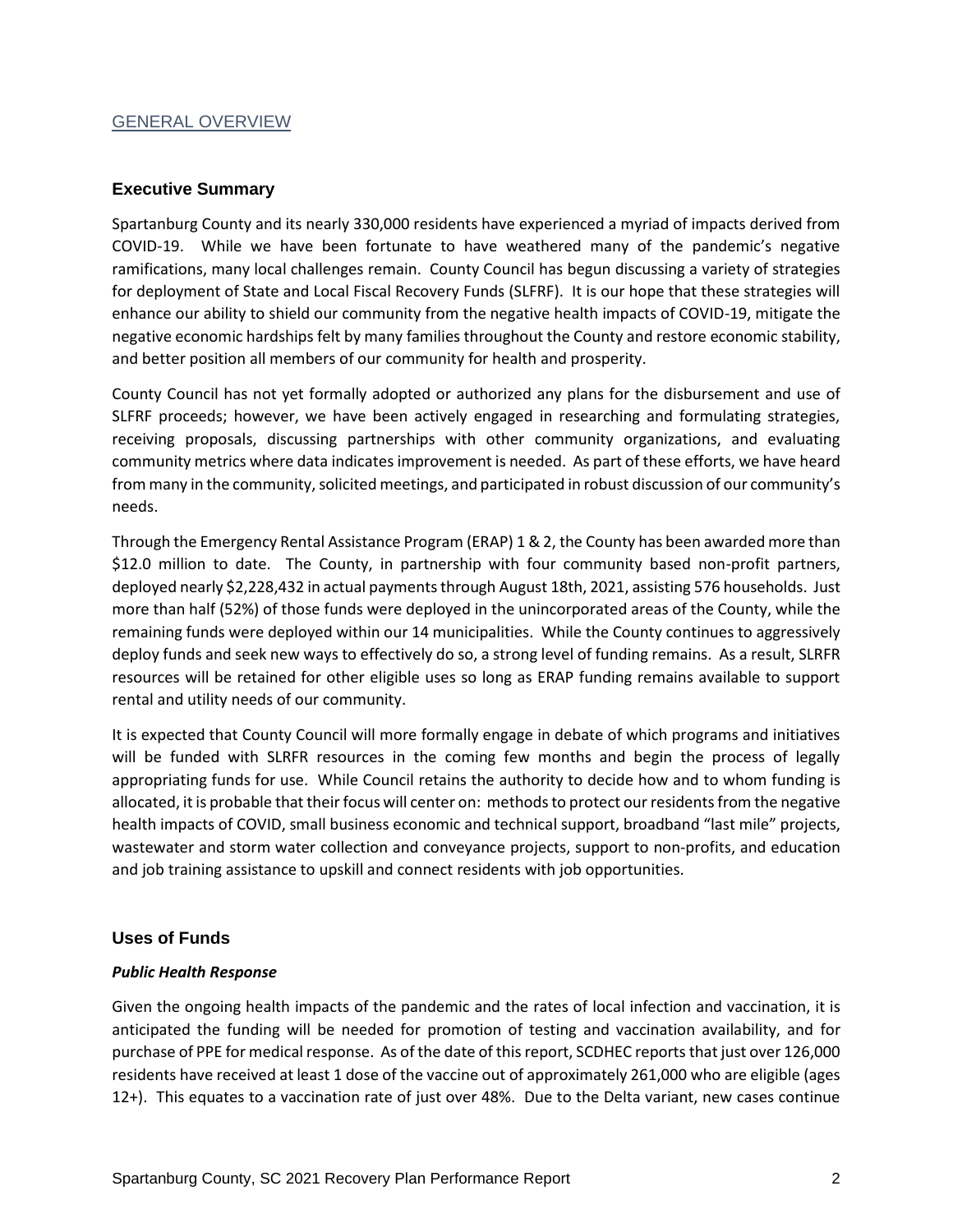## GENERAL OVERVIEW

### Executive Summary

Spartanburg County and its nearly 330,000 residents have experienced a myriad of impacts derived from COVID-19. While we have been fortunate to have weathered many of the pandemic's negative ramifications, many local challenges remain. County Council has begun discussing a variety of strategies for deployment of State and Local Fiscal Recovery Funds (SLFRF). It is our hope that these strategies will enhance our ability to shield our community from the negative health impacts of COVID-19, mitigate the negative economic hardships felt by many families throughout the County and restore economic stability, and better position all members of our community for health and prosperity.

County Council has not yet formally adopted or authorized any plans for the disbursement and use of SLFRF proceeds; however, we have been actively engaged in researching and formulating strategies, receiving proposals, discussing partnerships with other community organizations, and evaluating community metrics where data indicates improvement is needed. As part of these efforts, we have heard from many in the community, solicited meetings, and participated in robust discussion of our community's needs.

Through the Emergency Rental Assistance Program (ERAP) 1 & 2, the County has been awarded more than \$12.0 million to date. The County, in partnership with four community based non-profit partners, deployed nearly \$2,228,432 in actual payments through August 18th, 2021, assisting 576 households. Just more than half (52%) of those funds were deployed in the unincorporated areas of the County, while the remaining funds were deployed within our 14 municipalities. While the County continues to aggressively deploy funds and seek new ways to effectively do so, a strong level of funding remains. As a result, SLRFR resources will be retained for other eligible uses so long as ERAP funding remains available to support rental and utility needs of our community.

It is expected that County Council will more formally engage in debate of which programs and initiatives will be funded with SLRFR resources in the coming few months and begin the process of legally appropriating funds for use. While Council retains the authority to decide how and to whom funding is allocated, it is probable that their focus will center on: methods to protect our residents from the negative health impacts of COVID, small business economic and technical support, broadband "last mile" projects, wastewater and storm water collection and conveyance projects, support to non-profits, and education and job training assistance to upskill and connect residents with job opportunities.

### Uses of Funds

***Public Health Response***

Given the ongoing health impacts of the pandemic and the rates of local infection and vaccination, it is anticipated the funding will be needed for promotion of testing and vaccination availability, and for purchase of PPE for medical response. As of the date of this report, SCDHEC reports that just over 126,000 residents have received at least 1 dose of the vaccine out of approximately 261,000 who are eligible (ages 12+). This equates to a vaccination rate of just over 48%. Due to the Delta variant, new cases continue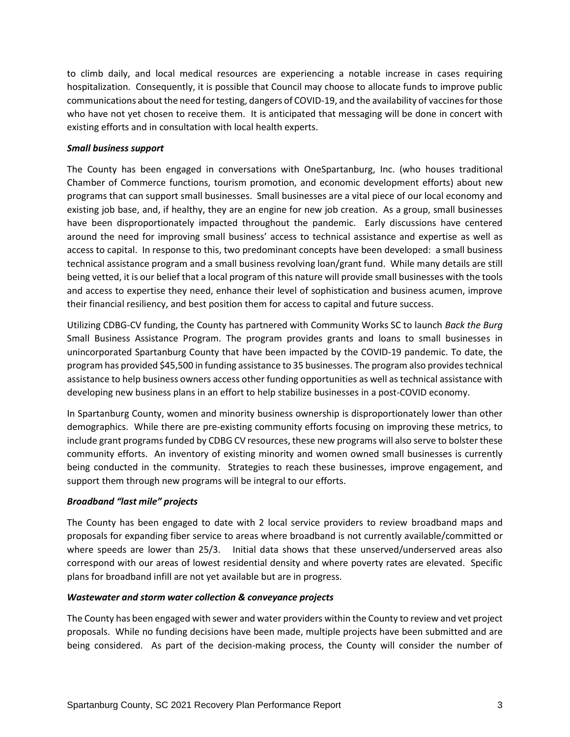to climb daily, and local medical resources are experiencing a notable increase in cases requiring hospitalization. Consequently, it is possible that Council may choose to allocate funds to improve public communications about the need for testing, dangers of COVID-19, and the availability of vaccines for those who have not yet chosen to receive them. It is anticipated that messaging will be done in concert with existing efforts and in consultation with local health experts.

***Small business support***

The County has been engaged in conversations with OneSpartanburg, Inc. (who houses traditional Chamber of Commerce functions, tourism promotion, and economic development efforts) about new programs that can support small businesses. Small businesses are a vital piece of our local economy and existing job base, and, if healthy, they are an engine for new job creation. As a group, small businesses have been disproportionately impacted throughout the pandemic. Early discussions have centered around the need for improving small business' access to technical assistance and expertise as well as access to capital. In response to this, two predominant concepts have been developed: a small business technical assistance program and a small business revolving loan/grant fund. While many details are still being vetted, it is our belief that a local program of this nature will provide small businesses with the tools and access to expertise they need, enhance their level of sophistication and business acumen, improve their financial resiliency, and best position them for access to capital and future success.

Utilizing CDBG-CV funding, the County has partnered with Community Works SC to launch *Back the Burg* Small Business Assistance Program. The program provides grants and loans to small businesses in unincorporated Spartanburg County that have been impacted by the COVID-19 pandemic. To date, the program has provided $45,500 in funding assistance to 35 businesses. The program also provides technical assistance to help business owners access other funding opportunities as well as technical assistance with developing new business plans in an effort to help stabilize businesses in a post-COVID economy.

In Spartanburg County, women and minority business ownership is disproportionately lower than other demographics. While there are pre-existing community efforts focusing on improving these metrics, to include grant programs funded by CDBG CV resources, these new programs will also serve to bolster these community efforts. An inventory of existing minority and women owned small businesses is currently being conducted in the community. Strategies to reach these businesses, improve engagement, and support them through new programs will be integral to our efforts.

***Broadband "last mile" projects***

The County has been engaged to date with 2 local service providers to review broadband maps and proposals for expanding fiber service to areas where broadband is not currently available/committed or where speeds are lower than 25/3. Initial data shows that these unserved/underserved areas also correspond with our areas of lowest residential density and where poverty rates are elevated. Specific plans for broadband infill are not yet available but are in progress.

***Wastewater and storm water collection & conveyance projects***

The County has been engaged with sewer and water providers within the County to review and vet project proposals. While no funding decisions have been made, multiple projects have been submitted and are being considered. As part of the decision-making process, the County will consider the number of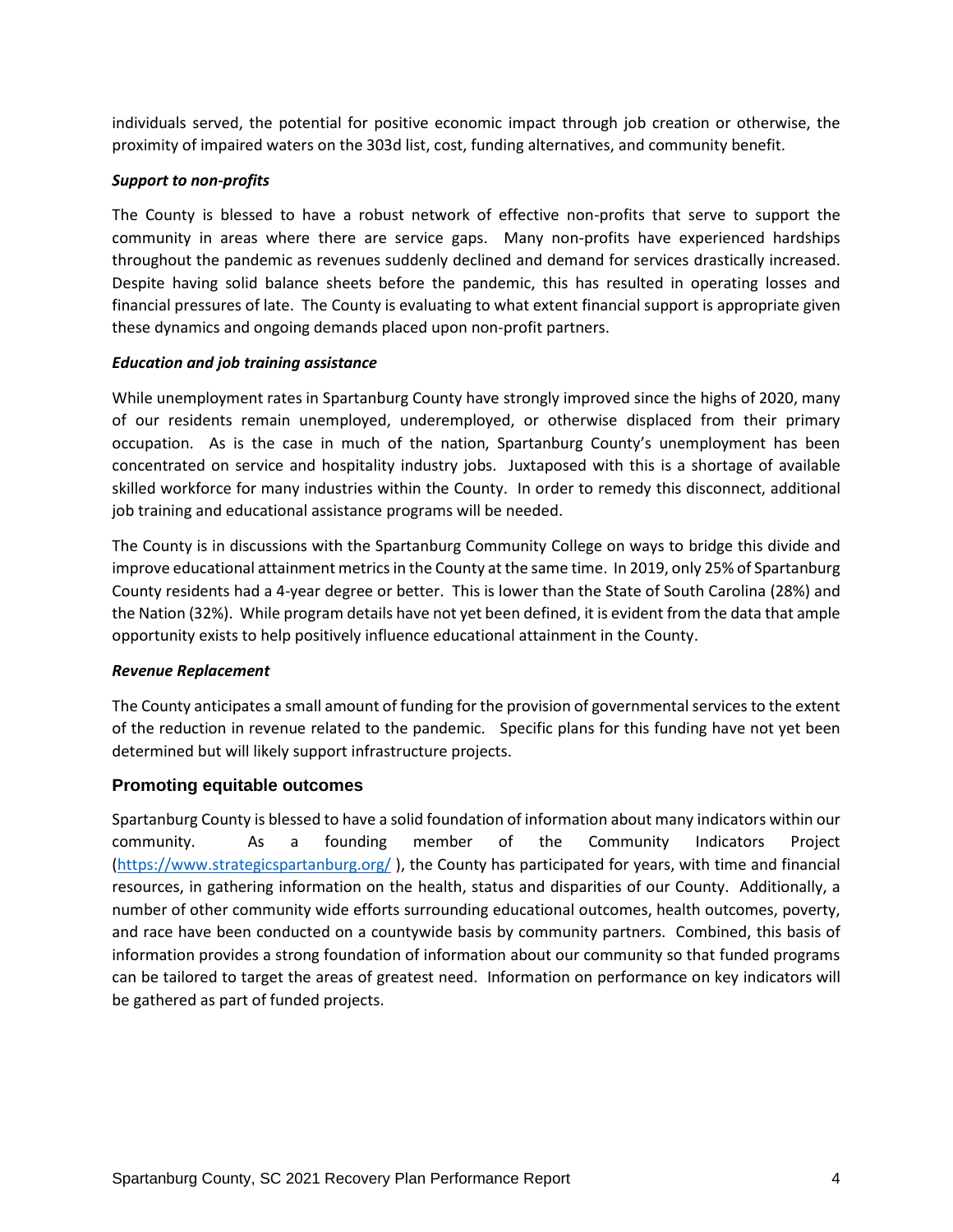individuals served, the potential for positive economic impact through job creation or otherwise, the proximity of impaired waters on the 303d list, cost, funding alternatives, and community benefit.

### *Support to non-profits*

The County is blessed to have a robust network of effective non-profits that serve to support the community in areas where there are service gaps. Many non-profits have experienced hardships throughout the pandemic as revenues suddenly declined and demand for services drastically increased. Despite having solid balance sheets before the pandemic, this has resulted in operating losses and financial pressures of late. The County is evaluating to what extent financial support is appropriate given these dynamics and ongoing demands placed upon non-profit partners.

### *Education and job training assistance*

While unemployment rates in Spartanburg County have strongly improved since the highs of 2020, many of our residents remain unemployed, underemployed, or otherwise displaced from their primary occupation. As is the case in much of the nation, Spartanburg County's unemployment has been concentrated on service and hospitality industry jobs. Juxtaposed with this is a shortage of available skilled workforce for many industries within the County. In order to remedy this disconnect, additional job training and educational assistance programs will be needed.

The County is in discussions with the Spartanburg Community College on ways to bridge this divide and improve educational attainment metrics in the County at the same time. In 2019, only 25% of Spartanburg County residents had a 4-year degree or better. This is lower than the State of South Carolina (28%) and the Nation (32%). While program details have not yet been defined, it is evident from the data that ample opportunity exists to help positively influence educational attainment in the County.

### *Revenue Replacement*

The County anticipates a small amount of funding for the provision of governmental services to the extent of the reduction in revenue related to the pandemic. Specific plans for this funding have not yet been determined but will likely support infrastructure projects.

## Promoting equitable outcomes

Spartanburg County is blessed to have a solid foundation of information about many indicators within our community. As a founding member of the Community Indicators Project (https://www.strategicspartanburg.org/ ), the County has participated for years, with time and financial resources, in gathering information on the health, status and disparities of our County. Additionally, a number of other community wide efforts surrounding educational outcomes, health outcomes, poverty, and race have been conducted on a countywide basis by community partners. Combined, this basis of information provides a strong foundation of information about our community so that funded programs can be tailored to target the areas of greatest need. Information on performance on key indicators will be gathered as part of funded projects.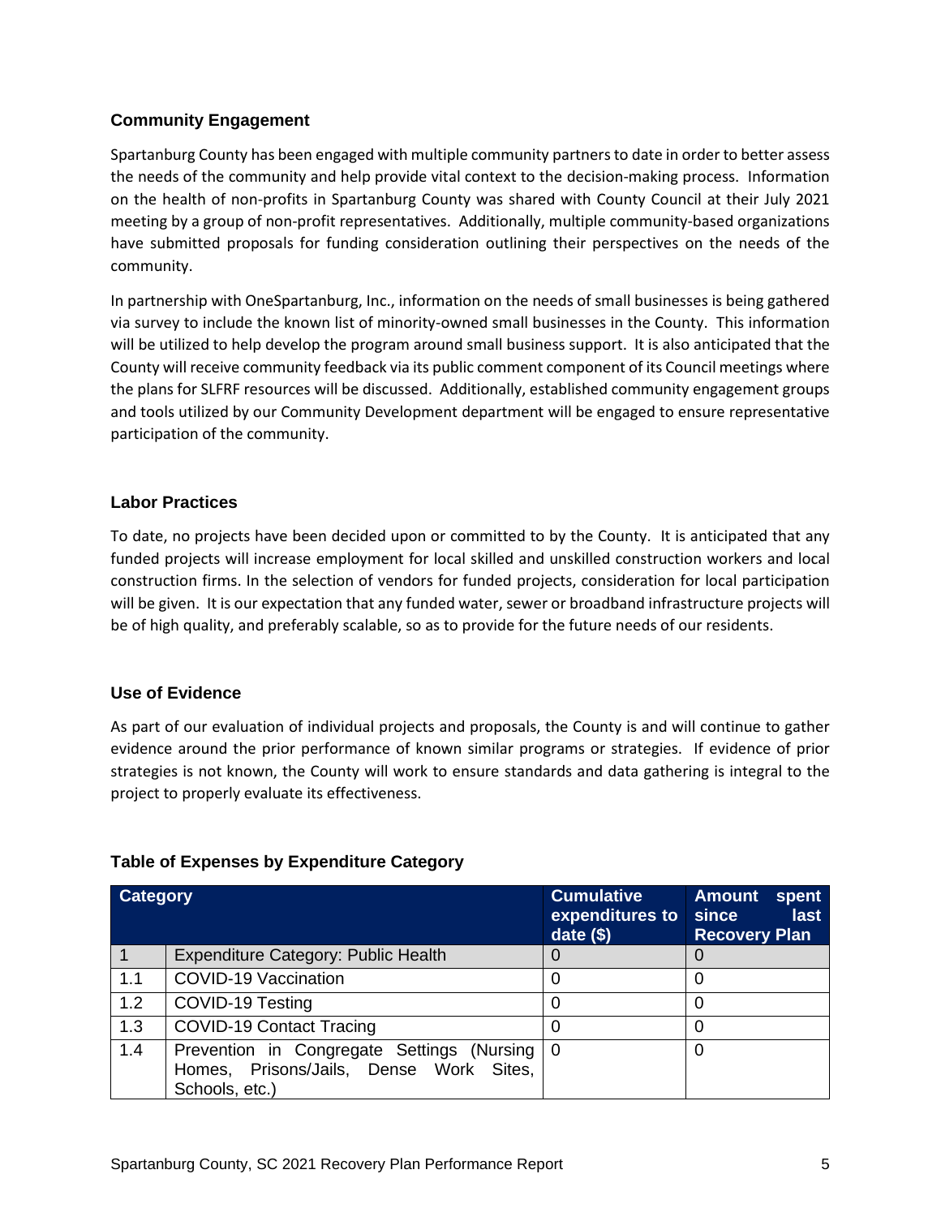### Community Engagement

Spartanburg County has been engaged with multiple community partners to date in order to better assess the needs of the community and help provide vital context to the decision-making process. Information on the health of non-profits in Spartanburg County was shared with County Council at their July 2021 meeting by a group of non-profit representatives. Additionally, multiple community-based organizations have submitted proposals for funding consideration outlining their perspectives on the needs of the community.

In partnership with OneSpartanburg, Inc., information on the needs of small businesses is being gathered via survey to include the known list of minority-owned small businesses in the County. This information will be utilized to help develop the program around small business support. It is also anticipated that the County will receive community feedback via its public comment component of its Council meetings where the plans for SLFRF resources will be discussed. Additionally, established community engagement groups and tools utilized by our Community Development department will be engaged to ensure representative participation of the community.

### Labor Practices

To date, no projects have been decided upon or committed to by the County. It is anticipated that any funded projects will increase employment for local skilled and unskilled construction workers and local construction firms. In the selection of vendors for funded projects, consideration for local participation will be given. It is our expectation that any funded water, sewer or broadband infrastructure projects will be of high quality, and preferably scalable, so as to provide for the future needs of our residents.

### Use of Evidence

As part of our evaluation of individual projects and proposals, the County is and will continue to gather evidence around the prior performance of known similar programs or strategies. If evidence of prior strategies is not known, the County will work to ensure standards and data gathering is integral to the project to properly evaluate its effectiveness.

### Table of Expenses by Expenditure Category

| Category | | Cumulative expenditures to date ($) | Amount spent since last Recovery Plan |
|---|---|---|---|
| 1 | Expenditure Category: Public Health | 0 | 0 |
| 1.1 | COVID-19 Vaccination | 0 | 0 |
| 1.2 | COVID-19 Testing | 0 | 0 |
| 1.3 | COVID-19 Contact Tracing | 0 | 0 |
| 1.4 | Prevention in Congregate Settings (Nursing Homes, Prisons/Jails, Dense Work Sites, Schools, etc.) | 0 | 0 |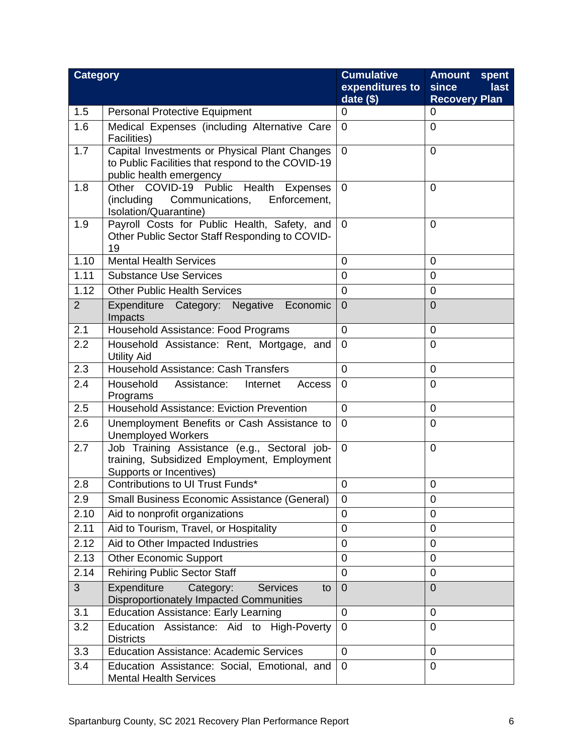| Category | | Cumulative expenditures to date ($) | Amount spent since last Recovery Plan |
|---|---|---|---|
| 1.5 | Personal Protective Equipment | 0 | 0 |
| 1.6 | Medical Expenses (including Alternative Care Facilities) | 0 | 0 |
| 1.7 | Capital Investments or Physical Plant Changes to Public Facilities that respond to the COVID-19 public health emergency | 0 | 0 |
| 1.8 | Other COVID-19 Public Health Expenses (including Communications, Enforcement, Isolation/Quarantine) | 0 | 0 |
| 1.9 | Payroll Costs for Public Health, Safety, and Other Public Sector Staff Responding to COVID-19 | 0 | 0 |
| 1.10 | Mental Health Services | 0 | 0 |
| 1.11 | Substance Use Services | 0 | 0 |
| 1.12 | Other Public Health Services | 0 | 0 |
| 2 | Expenditure Category: Negative Economic Impacts | 0 | 0 |
| 2.1 | Household Assistance: Food Programs | 0 | 0 |
| 2.2 | Household Assistance: Rent, Mortgage, and Utility Aid | 0 | 0 |
| 2.3 | Household Assistance: Cash Transfers | 0 | 0 |
| 2.4 | Household Assistance: Internet Access Programs | 0 | 0 |
| 2.5 | Household Assistance: Eviction Prevention | 0 | 0 |
| 2.6 | Unemployment Benefits or Cash Assistance to Unemployed Workers | 0 | 0 |
| 2.7 | Job Training Assistance (e.g., Sectoral job-training, Subsidized Employment, Employment Supports or Incentives) | 0 | 0 |
| 2.8 | Contributions to UI Trust Funds* | 0 | 0 |
| 2.9 | Small Business Economic Assistance (General) | 0 | 0 |
| 2.10 | Aid to nonprofit organizations | 0 | 0 |
| 2.11 | Aid to Tourism, Travel, or Hospitality | 0 | 0 |
| 2.12 | Aid to Other Impacted Industries | 0 | 0 |
| 2.13 | Other Economic Support | 0 | 0 |
| 2.14 | Rehiring Public Sector Staff | 0 | 0 |
| 3 | Expenditure Category: Services to Disproportionately Impacted Communities | 0 | 0 |
| 3.1 | Education Assistance: Early Learning | 0 | 0 |
| 3.2 | Education Assistance: Aid to High-Poverty Districts | 0 | 0 |
| 3.3 | Education Assistance: Academic Services | 0 | 0 |
| 3.4 | Education Assistance: Social, Emotional, and Mental Health Services | 0 | 0 |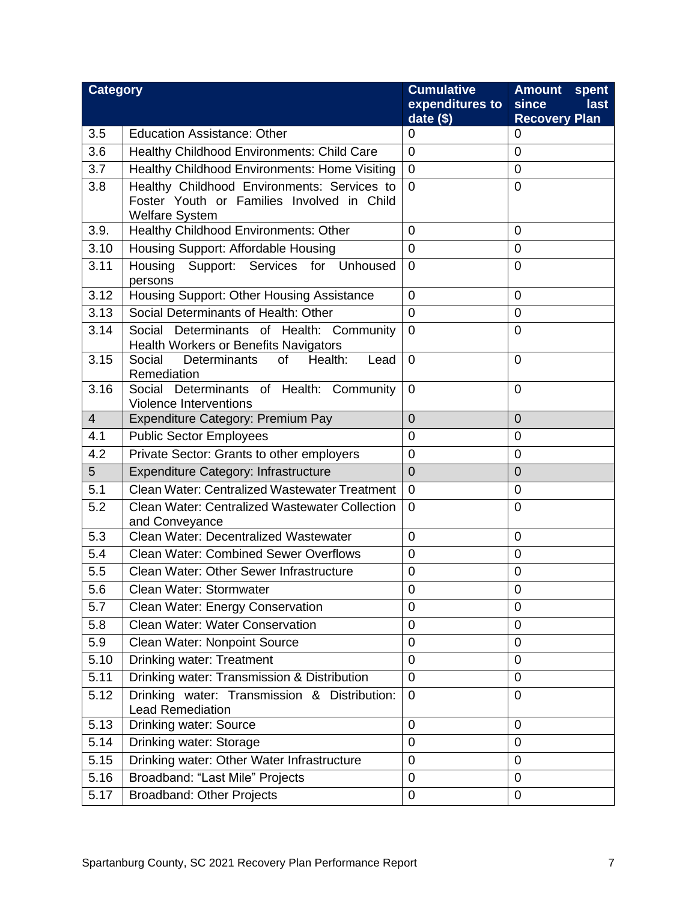| Category | | Cumulative expenditures to date ($) | Amount spent since last Recovery Plan |
|---|---|---|---|
| 3.5 | Education Assistance: Other | 0 | 0 |
| 3.6 | Healthy Childhood Environments: Child Care | 0 | 0 |
| 3.7 | Healthy Childhood Environments: Home Visiting | 0 | 0 |
| 3.8 | Healthy Childhood Environments: Services to Foster Youth or Families Involved in Child Welfare System | 0 | 0 |
| 3.9. | Healthy Childhood Environments: Other | 0 | 0 |
| 3.10 | Housing Support: Affordable Housing | 0 | 0 |
| 3.11 | Housing Support: Services for Unhoused persons | 0 | 0 |
| 3.12 | Housing Support: Other Housing Assistance | 0 | 0 |
| 3.13 | Social Determinants of Health: Other | 0 | 0 |
| 3.14 | Social Determinants of Health: Community Health Workers or Benefits Navigators | 0 | 0 |
| 3.15 | Social Determinants of Health: Lead Remediation | 0 | 0 |
| 3.16 | Social Determinants of Health: Community Violence Interventions | 0 | 0 |
| 4 | Expenditure Category: Premium Pay | 0 | 0 |
| 4.1 | Public Sector Employees | 0 | 0 |
| 4.2 | Private Sector: Grants to other employers | 0 | 0 |
| 5 | Expenditure Category: Infrastructure | 0 | 0 |
| 5.1 | Clean Water: Centralized Wastewater Treatment | 0 | 0 |
| 5.2 | Clean Water: Centralized Wastewater Collection and Conveyance | 0 | 0 |
| 5.3 | Clean Water: Decentralized Wastewater | 0 | 0 |
| 5.4 | Clean Water: Combined Sewer Overflows | 0 | 0 |
| 5.5 | Clean Water: Other Sewer Infrastructure | 0 | 0 |
| 5.6 | Clean Water: Stormwater | 0 | 0 |
| 5.7 | Clean Water: Energy Conservation | 0 | 0 |
| 5.8 | Clean Water: Water Conservation | 0 | 0 |
| 5.9 | Clean Water: Nonpoint Source | 0 | 0 |
| 5.10 | Drinking water: Treatment | 0 | 0 |
| 5.11 | Drinking water: Transmission & Distribution | 0 | 0 |
| 5.12 | Drinking water: Transmission & Distribution: Lead Remediation | 0 | 0 |
| 5.13 | Drinking water: Source | 0 | 0 |
| 5.14 | Drinking water: Storage | 0 | 0 |
| 5.15 | Drinking water: Other Water Infrastructure | 0 | 0 |
| 5.16 | Broadband: "Last Mile" Projects | 0 | 0 |
| 5.17 | Broadband: Other Projects | 0 | 0 |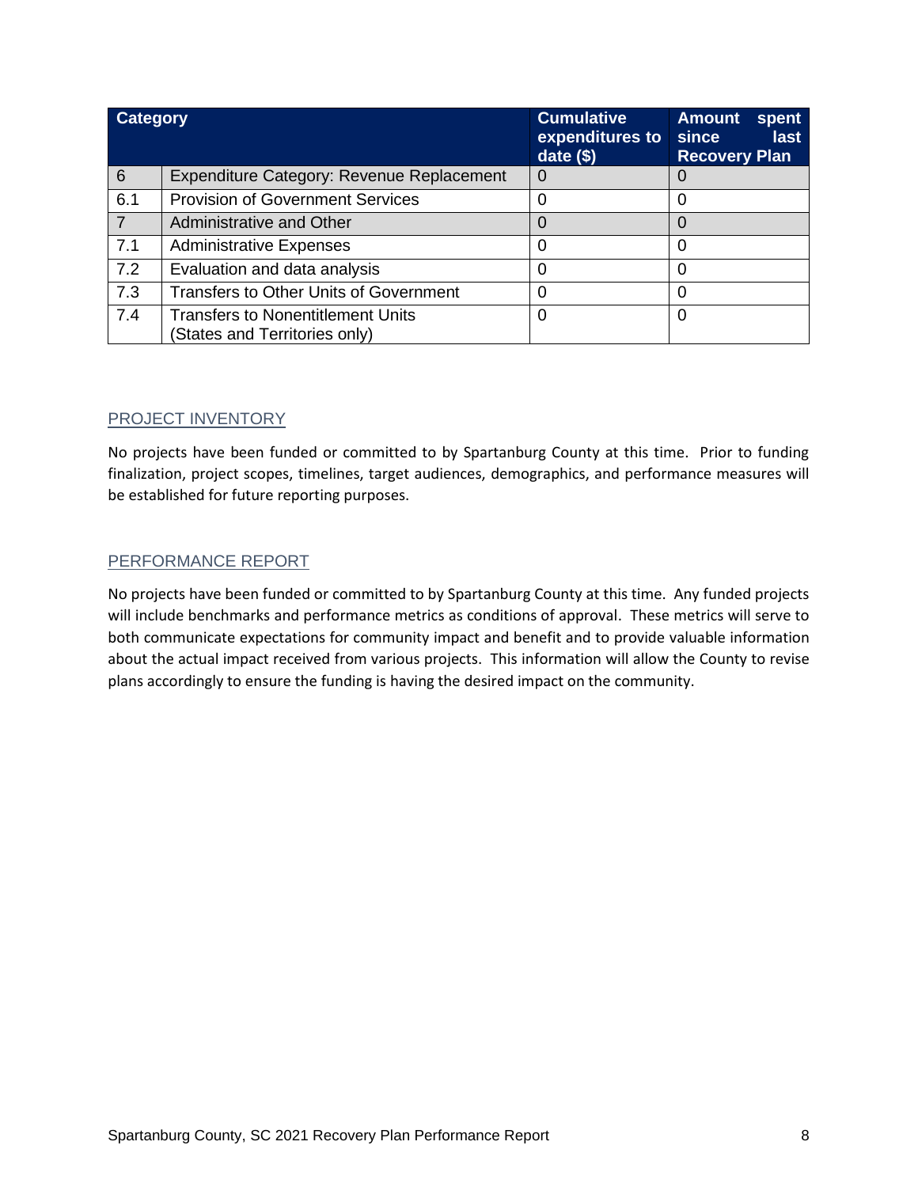| Category | | Cumulative expenditures to date ($) | Amount spent since last Recovery Plan |
|---|---|---|---|
| 6 | Expenditure Category: Revenue Replacement | 0 | 0 |
| 6.1 | Provision of Government Services | 0 | 0 |
| 7 | Administrative and Other | 0 | 0 |
| 7.1 | Administrative Expenses | 0 | 0 |
| 7.2 | Evaluation and data analysis | 0 | 0 |
| 7.3 | Transfers to Other Units of Government | 0 | 0 |
| 7.4 | Transfers to Nonentitlement Units (States and Territories only) | 0 | 0 |

## PROJECT INVENTORY

No projects have been funded or committed to by Spartanburg County at this time. Prior to funding finalization, project scopes, timelines, target audiences, demographics, and performance measures will be established for future reporting purposes.

## PERFORMANCE REPORT

No projects have been funded or committed to by Spartanburg County at this time. Any funded projects will include benchmarks and performance metrics as conditions of approval. These metrics will serve to both communicate expectations for community impact and benefit and to provide valuable information about the actual impact received from various projects. This information will allow the County to revise plans accordingly to ensure the funding is having the desired impact on the community.